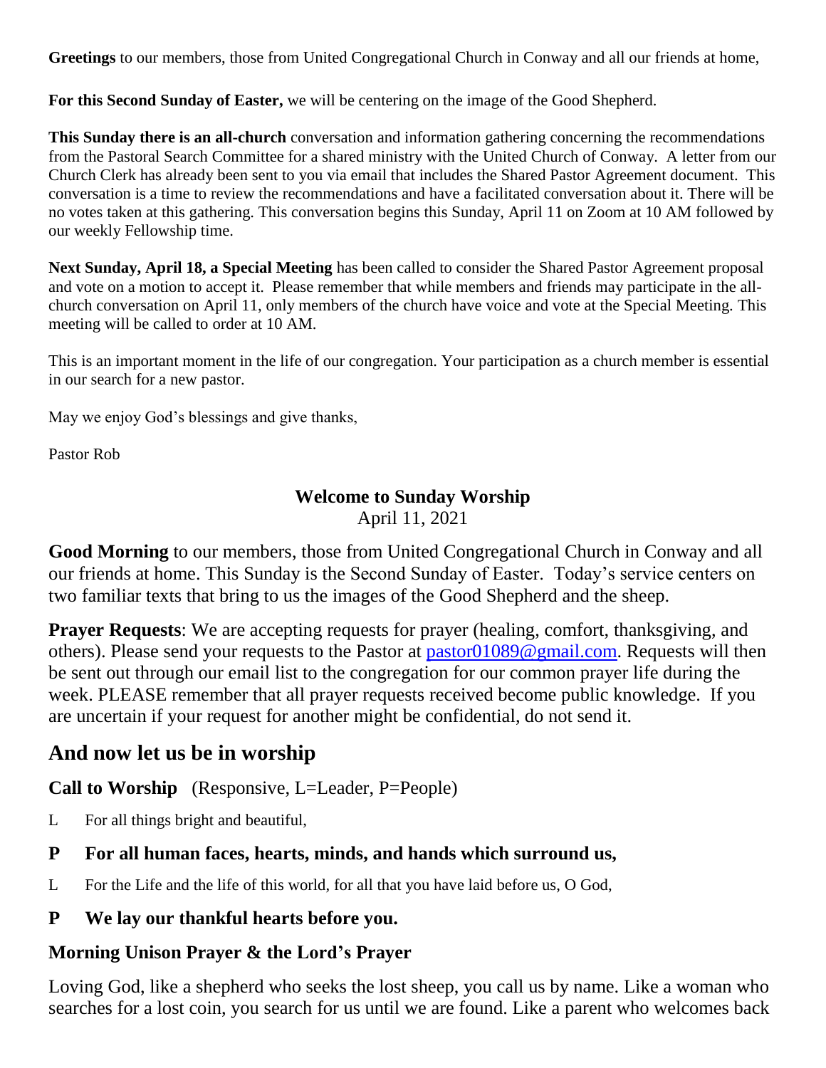**Greetings** to our members, those from United Congregational Church in Conway and all our friends at home,

**For this Second Sunday of Easter,** we will be centering on the image of the Good Shepherd.

**This Sunday there is an all-church** conversation and information gathering concerning the recommendations from the Pastoral Search Committee for a shared ministry with the United Church of Conway. A letter from our Church Clerk has already been sent to you via email that includes the Shared Pastor Agreement document. This conversation is a time to review the recommendations and have a facilitated conversation about it. There will be no votes taken at this gathering. This conversation begins this Sunday, April 11 on Zoom at 10 AM followed by our weekly Fellowship time.

**Next Sunday, April 18, a Special Meeting** has been called to consider the Shared Pastor Agreement proposal and vote on a motion to accept it. Please remember that while members and friends may participate in the all-church conversation on April 11, only members of the church have voice and vote at the Special Meeting. This meeting will be called to order at 10 AM.

This is an important moment in the life of our congregation. Your participation as a church member is essential in our search for a new pastor.

May we enjoy God's blessings and give thanks,

Pastor Rob

## Welcome to Sunday Worship
April 11, 2021

**Good Morning** to our members, those from United Congregational Church in Conway and all our friends at home. This Sunday is the Second Sunday of Easter. Today's service centers on two familiar texts that bring to us the images of the Good Shepherd and the sheep.

**Prayer Requests**: We are accepting requests for prayer (healing, comfort, thanksgiving, and others). Please send your requests to the Pastor at pastor01089@gmail.com. Requests will then be sent out through our email list to the congregation for our common prayer life during the week. PLEASE remember that all prayer requests received become public knowledge. If you are uncertain if your request for another might be confidential, do not send it.

## And now let us be in worship

**Call to Worship** (Responsive, L=Leader, P=People)

L For all things bright and beautiful,

**P For all human faces, hearts, minds, and hands which surround us,**

L For the Life and the life of this world, for all that you have laid before us, O God,

**P We lay our thankful hearts before you.**

**Morning Unison Prayer & the Lord's Prayer**

Loving God, like a shepherd who seeks the lost sheep, you call us by name. Like a woman who searches for a lost coin, you search for us until we are found. Like a parent who welcomes back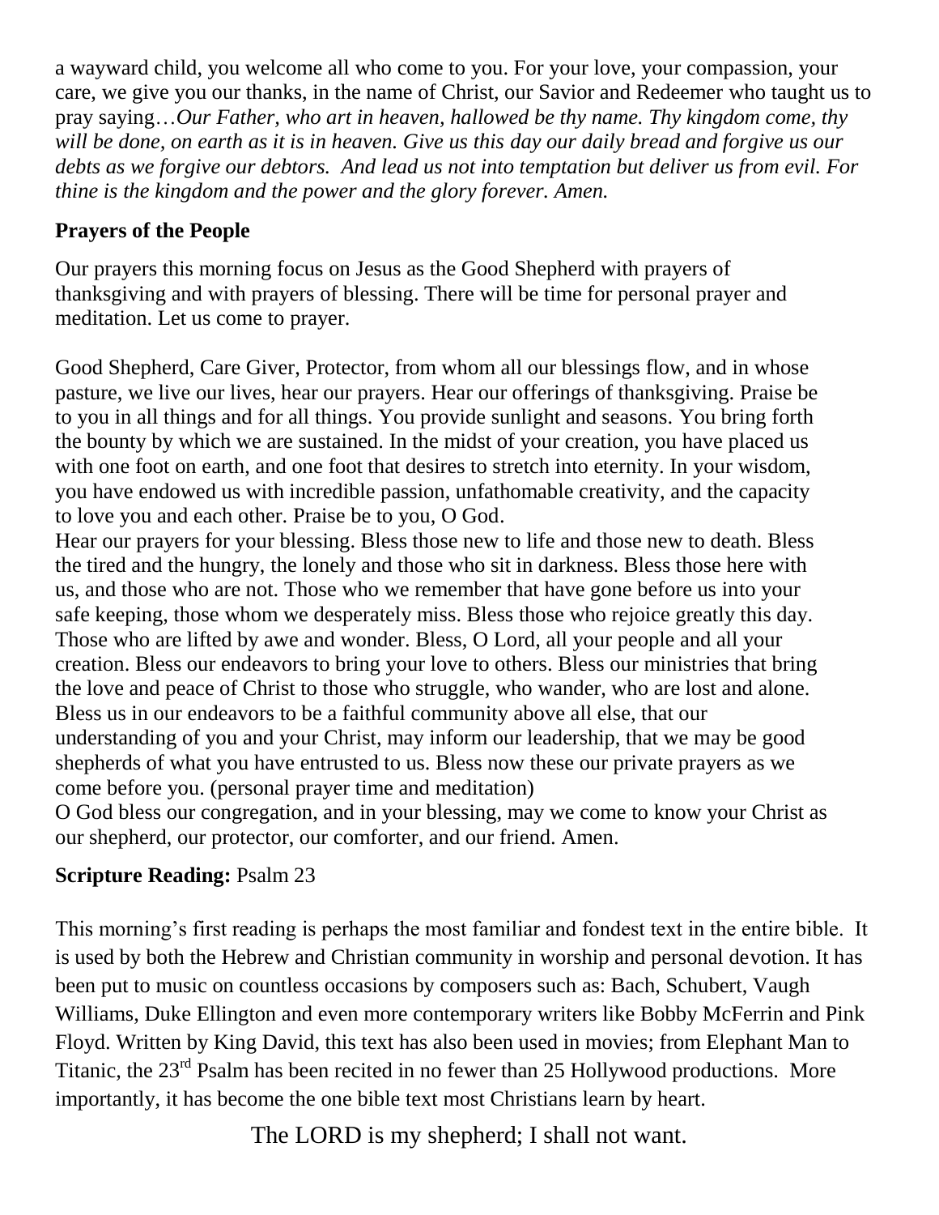a wayward child, you welcome all who come to you. For your love, your compassion, your care, we give you our thanks, in the name of Christ, our Savior and Redeemer who taught us to pray saying…*Our Father, who art in heaven, hallowed be thy name. Thy kingdom come, thy will be done, on earth as it is in heaven. Give us this day our daily bread and forgive us our debts as we forgive our debtors. And lead us not into temptation but deliver us from evil. For thine is the kingdom and the power and the glory forever. Amen.*

**Prayers of the People**

Our prayers this morning focus on Jesus as the Good Shepherd with prayers of thanksgiving and with prayers of blessing. There will be time for personal prayer and meditation. Let us come to prayer.

Good Shepherd, Care Giver, Protector, from whom all our blessings flow, and in whose pasture, we live our lives, hear our prayers. Hear our offerings of thanksgiving. Praise be to you in all things and for all things. You provide sunlight and seasons. You bring forth the bounty by which we are sustained. In the midst of your creation, you have placed us with one foot on earth, and one foot that desires to stretch into eternity. In your wisdom, you have endowed us with incredible passion, unfathomable creativity, and the capacity to love you and each other. Praise be to you, O God.

Hear our prayers for your blessing. Bless those new to life and those new to death. Bless the tired and the hungry, the lonely and those who sit in darkness. Bless those here with us, and those who are not. Those who we remember that have gone before us into your safe keeping, those whom we desperately miss. Bless those who rejoice greatly this day. Those who are lifted by awe and wonder. Bless, O Lord, all your people and all your creation. Bless our endeavors to bring your love to others. Bless our ministries that bring the love and peace of Christ to those who struggle, who wander, who are lost and alone. Bless us in our endeavors to be a faithful community above all else, that our understanding of you and your Christ, may inform our leadership, that we may be good shepherds of what you have entrusted to us. Bless now these our private prayers as we come before you. (personal prayer time and meditation)

O God bless our congregation, and in your blessing, may we come to know your Christ as our shepherd, our protector, our comforter, and our friend. Amen.

**Scripture Reading:** Psalm 23

This morning's first reading is perhaps the most familiar and fondest text in the entire bible. It is used by both the Hebrew and Christian community in worship and personal devotion. It has been put to music on countless occasions by composers such as: Bach, Schubert, Vaugh Williams, Duke Ellington and even more contemporary writers like Bobby McFerrin and Pink Floyd. Written by King David, this text has also been used in movies; from Elephant Man to Titanic, the 23rd Psalm has been recited in no fewer than 25 Hollywood productions. More importantly, it has become the one bible text most Christians learn by heart.

The LORD is my shepherd; I shall not want.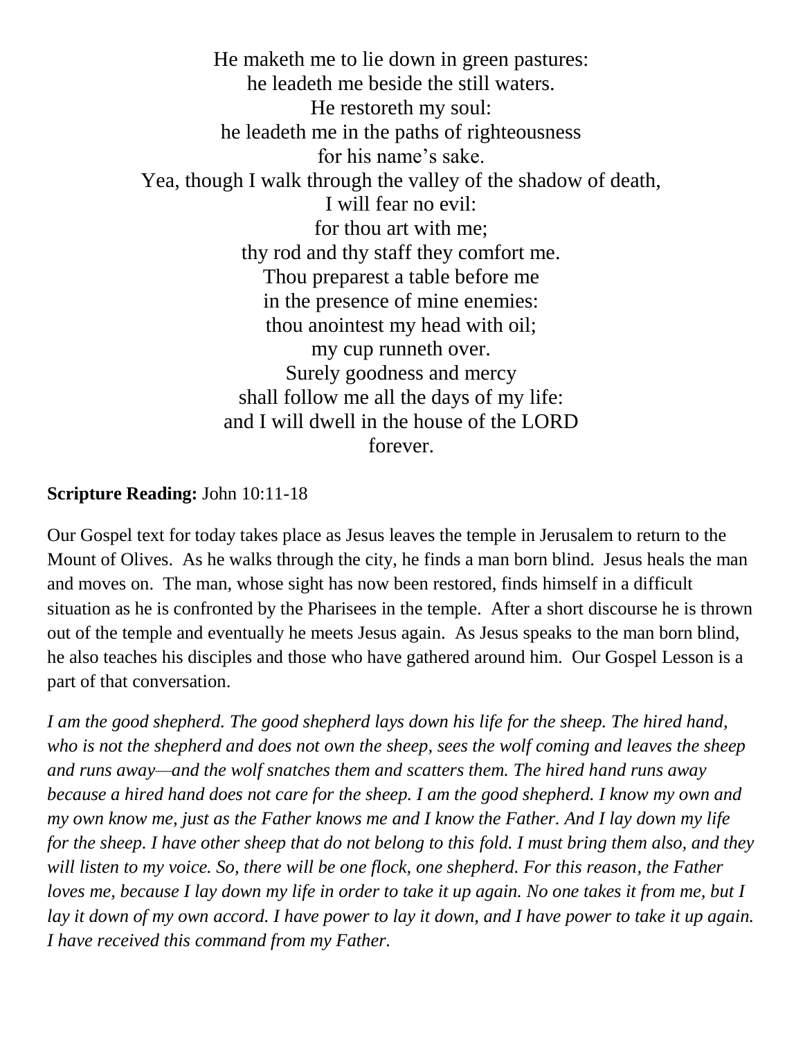He maketh me to lie down in green pastures:  
he leadeth me beside the still waters.  
He restoreth my soul:  
he leadeth me in the paths of righteousness  
for his name's sake.  
Yea, though I walk through the valley of the shadow of death,  
I will fear no evil:  
for thou art with me;  
thy rod and thy staff they comfort me.  
Thou preparest a table before me  
in the presence of mine enemies:  
thou anointest my head with oil;  
my cup runneth over.  
Surely goodness and mercy  
shall follow me all the days of my life:  
and I will dwell in the house of the LORD  
forever.

**Scripture Reading:** John 10:11-18

Our Gospel text for today takes place as Jesus leaves the temple in Jerusalem to return to the Mount of Olives. As he walks through the city, he finds a man born blind. Jesus heals the man and moves on. The man, whose sight has now been restored, finds himself in a difficult situation as he is confronted by the Pharisees in the temple. After a short discourse he is thrown out of the temple and eventually he meets Jesus again. As Jesus speaks to the man born blind, he also teaches his disciples and those who have gathered around him. Our Gospel Lesson is a part of that conversation.

*I am the good shepherd. The good shepherd lays down his life for the sheep. The hired hand, who is not the shepherd and does not own the sheep, sees the wolf coming and leaves the sheep and runs away—and the wolf snatches them and scatters them. The hired hand runs away because a hired hand does not care for the sheep. I am the good shepherd. I know my own and my own know me, just as the Father knows me and I know the Father. And I lay down my life for the sheep. I have other sheep that do not belong to this fold. I must bring them also, and they will listen to my voice. So, there will be one flock, one shepherd. For this reason, the Father loves me, because I lay down my life in order to take it up again. No one takes it from me, but I lay it down of my own accord. I have power to lay it down, and I have power to take it up again. I have received this command from my Father.*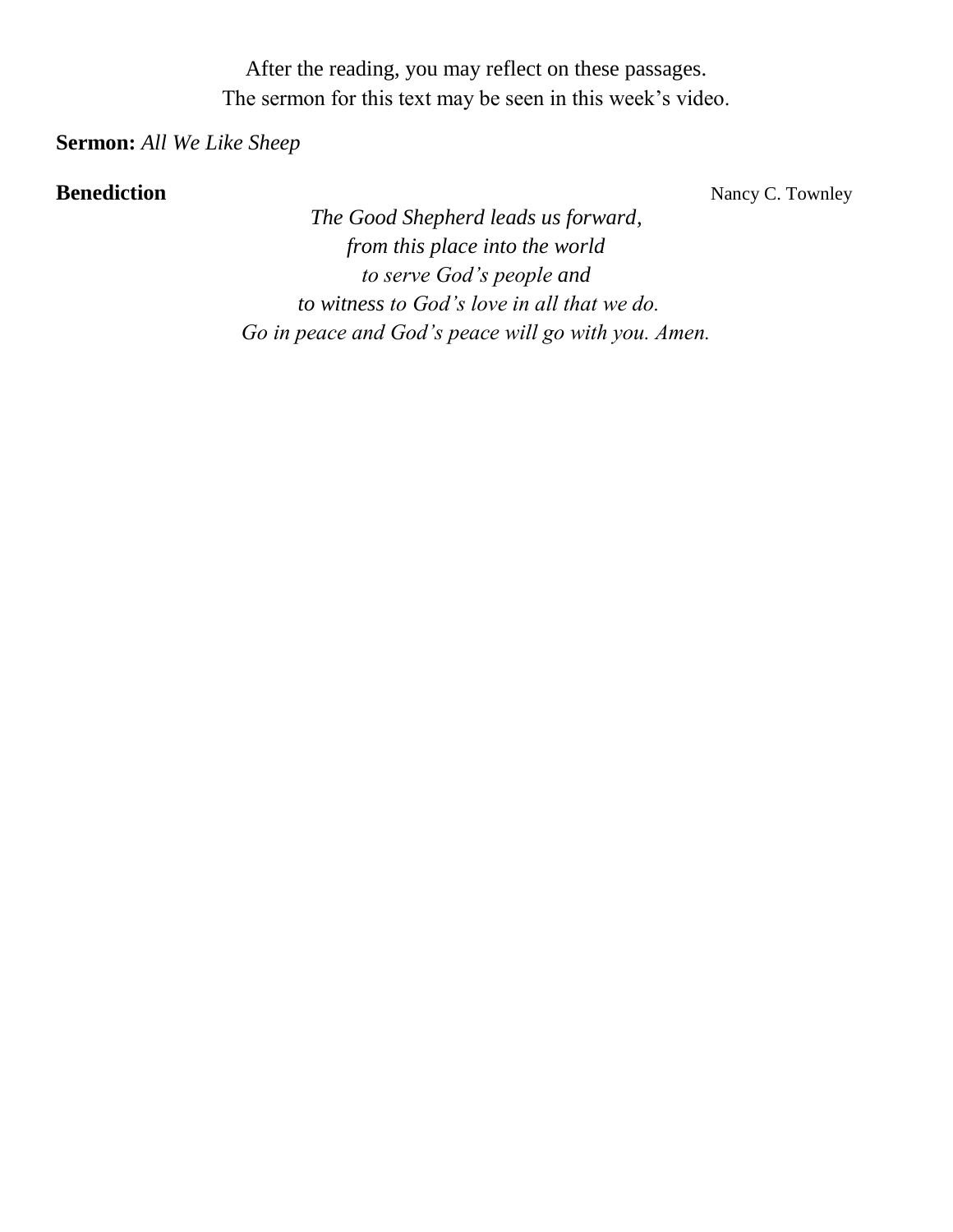After the reading, you may reflect on these passages.
The sermon for this text may be seen in this week's video.

**Sermon:** *All We Like Sheep*

**Benediction** Nancy C. Townley

*The Good Shepherd leads us forward,*
*from this place into the world*
*to serve God's people and*
*to witness to God's love in all that we do.*
*Go in peace and God's peace will go with you. Amen.*